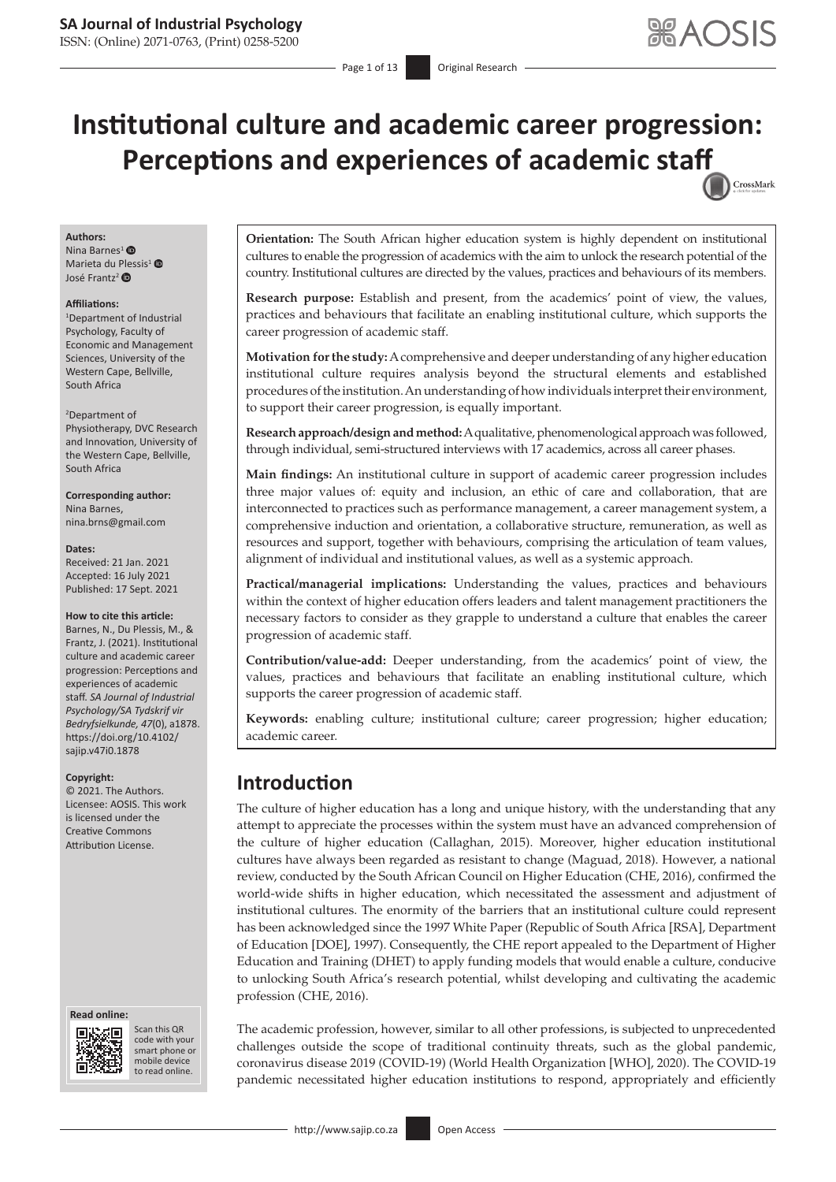# Institutional culture and academic career progression: Perceptions and experiences of academic staff

**Authors:**
Nina Barnes[1]
Marieta du Plessis[1]
José Frantz[2]

**Affiliations:**
[1]Department of Industrial Psychology, Faculty of Economic and Management Sciences, University of the Western Cape, Bellville, South Africa

[2]Department of Physiotherapy, DVC Research and Innovation, University of the Western Cape, Bellville, South Africa

**Corresponding author:**
Nina Barnes,
nina.brns@gmail.com

**Dates:**
Received: 21 Jan. 2021
Accepted: 16 July 2021
Published: 17 Sept. 2021

**How to cite this article:**
Barnes, N., Du Plessis, M., & Frantz, J. (2021). Institutional culture and academic career progression: Perceptions and experiences of academic staff. *SA Journal of Industrial Psychology/SA Tydskrif vir Bedryfsielkunde, 47*(0), a1878. https://doi.org/10.4102/sajip.v47i0.1878

**Copyright:**
© 2021. The Authors. Licensee: AOSIS. This work is licensed under the Creative Commons Attribution License.

**Orientation:** The South African higher education system is highly dependent on institutional cultures to enable the progression of academics with the aim to unlock the research potential of the country. Institutional cultures are directed by the values, practices and behaviours of its members.

**Research purpose:** Establish and present, from the academics' point of view, the values, practices and behaviours that facilitate an enabling institutional culture, which supports the career progression of academic staff.

**Motivation for the study:** A comprehensive and deeper understanding of any higher education institutional culture requires analysis beyond the structural elements and established procedures of the institution. An understanding of how individuals interpret their environment, to support their career progression, is equally important.

**Research approach/design and method:** A qualitative, phenomenological approach was followed, through individual, semi-structured interviews with 17 academics, across all career phases.

**Main findings:** An institutional culture in support of academic career progression includes three major values of: equity and inclusion, an ethic of care and collaboration, that are interconnected to practices such as performance management, a career management system, a comprehensive induction and orientation, a collaborative structure, remuneration, as well as resources and support, together with behaviours, comprising the articulation of team values, alignment of individual and institutional values, as well as a systemic approach.

**Practical/managerial implications:** Understanding the values, practices and behaviours within the context of higher education offers leaders and talent management practitioners the necessary factors to consider as they grapple to understand a culture that enables the career progression of academic staff.

**Contribution/value-add:** Deeper understanding, from the academics' point of view, the values, practices and behaviours that facilitate an enabling institutional culture, which supports the career progression of academic staff.

**Keywords:** enabling culture; institutional culture; career progression; higher education; academic career.

## Introduction

The culture of higher education has a long and unique history, with the understanding that any attempt to appreciate the processes within the system must have an advanced comprehension of the culture of higher education (Callaghan, 2015). Moreover, higher education institutional cultures have always been regarded as resistant to change (Maguad, 2018). However, a national review, conducted by the South African Council on Higher Education (CHE, 2016), confirmed the world-wide shifts in higher education, which necessitated the assessment and adjustment of institutional cultures. The enormity of the barriers that an institutional culture could represent has been acknowledged since the 1997 White Paper (Republic of South Africa [RSA], Department of Education [DOE], 1997). Consequently, the CHE report appealed to the Department of Higher Education and Training (DHET) to apply funding models that would enable a culture, conducive to unlocking South Africa's research potential, whilst developing and cultivating the academic profession (CHE, 2016).

The academic profession, however, similar to all other professions, is subjected to unprecedented challenges outside the scope of traditional continuity threats, such as the global pandemic, coronavirus disease 2019 (COVID-19) (World Health Organization [WHO], 2020). The COVID-19 pandemic necessitated higher education institutions to respond, appropriately and efficiently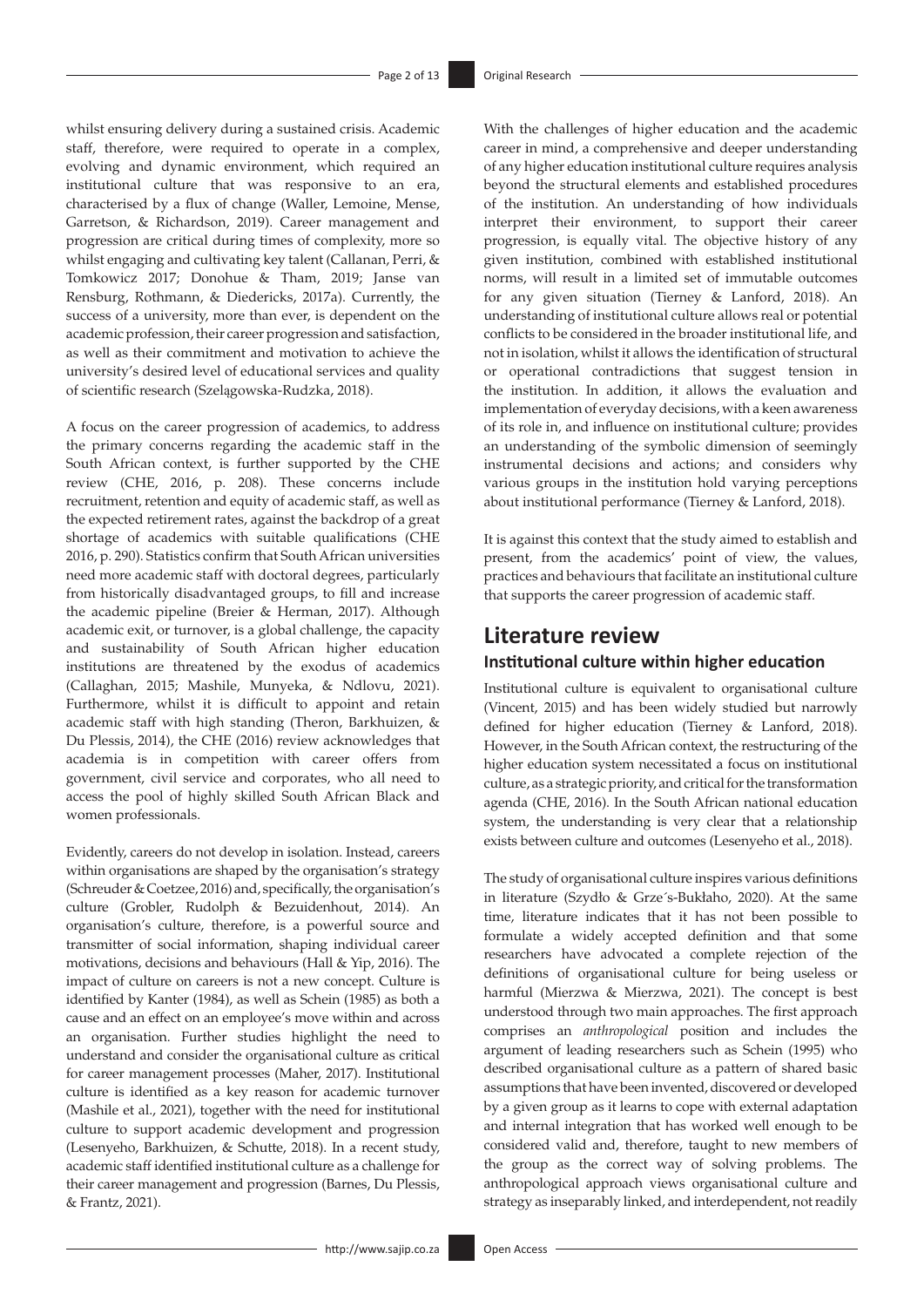whilst ensuring delivery during a sustained crisis. Academic staff, therefore, were required to operate in a complex, evolving and dynamic environment, which required an institutional culture that was responsive to an era, characterised by a flux of change (Waller, Lemoine, Mense, Garretson, & Richardson, 2019). Career management and progression are critical during times of complexity, more so whilst engaging and cultivating key talent (Callanan, Perri, & Tomkowicz 2017; Donohue & Tham, 2019; Janse van Rensburg, Rothmann, & Diedericks, 2017a). Currently, the success of a university, more than ever, is dependent on the academic profession, their career progression and satisfaction, as well as their commitment and motivation to achieve the university's desired level of educational services and quality of scientific research (Szelągowska-Rudzka, 2018).

A focus on the career progression of academics, to address the primary concerns regarding the academic staff in the South African context, is further supported by the CHE review (CHE, 2016, p. 208). These concerns include recruitment, retention and equity of academic staff, as well as the expected retirement rates, against the backdrop of a great shortage of academics with suitable qualifications (CHE 2016, p. 290). Statistics confirm that South African universities need more academic staff with doctoral degrees, particularly from historically disadvantaged groups, to fill and increase the academic pipeline (Breier & Herman, 2017). Although academic exit, or turnover, is a global challenge, the capacity and sustainability of South African higher education institutions are threatened by the exodus of academics (Callaghan, 2015; Mashile, Munyeka, & Ndlovu, 2021). Furthermore, whilst it is difficult to appoint and retain academic staff with high standing (Theron, Barkhuizen, & Du Plessis, 2014), the CHE (2016) review acknowledges that academia is in competition with career offers from government, civil service and corporates, who all need to access the pool of highly skilled South African Black and women professionals.

Evidently, careers do not develop in isolation. Instead, careers within organisations are shaped by the organisation's strategy (Schreuder & Coetzee, 2016) and, specifically, the organisation's culture (Grobler, Rudolph & Bezuidenhout, 2014). An organisation's culture, therefore, is a powerful source and transmitter of social information, shaping individual career motivations, decisions and behaviours (Hall & Yip, 2016). The impact of culture on careers is not a new concept. Culture is identified by Kanter (1984), as well as Schein (1985) as both a cause and an effect on an employee's move within and across an organisation. Further studies highlight the need to understand and consider the organisational culture as critical for career management processes (Maher, 2017). Institutional culture is identified as a key reason for academic turnover (Mashile et al., 2021), together with the need for institutional culture to support academic development and progression (Lesenyeho, Barkhuizen, & Schutte, 2018). In a recent study, academic staff identified institutional culture as a challenge for their career management and progression (Barnes, Du Plessis, & Frantz, 2021).

With the challenges of higher education and the academic career in mind, a comprehensive and deeper understanding of any higher education institutional culture requires analysis beyond the structural elements and established procedures of the institution. An understanding of how individuals interpret their environment, to support their career progression, is equally vital. The objective history of any given institution, combined with established institutional norms, will result in a limited set of immutable outcomes for any given situation (Tierney & Lanford, 2018). An understanding of institutional culture allows real or potential conflicts to be considered in the broader institutional life, and not in isolation, whilst it allows the identification of structural or operational contradictions that suggest tension in the institution. In addition, it allows the evaluation and implementation of everyday decisions, with a keen awareness of its role in, and influence on institutional culture; provides an understanding of the symbolic dimension of seemingly instrumental decisions and actions; and considers why various groups in the institution hold varying perceptions about institutional performance (Tierney & Lanford, 2018).

It is against this context that the study aimed to establish and present, from the academics' point of view, the values, practices and behaviours that facilitate an institutional culture that supports the career progression of academic staff.

## Literature review

### Institutional culture within higher education

Institutional culture is equivalent to organisational culture (Vincent, 2015) and has been widely studied but narrowly defined for higher education (Tierney & Lanford, 2018). However, in the South African context, the restructuring of the higher education system necessitated a focus on institutional culture, as a strategic priority, and critical for the transformation agenda (CHE, 2016). In the South African national education system, the understanding is very clear that a relationship exists between culture and outcomes (Lesenyeho et al., 2018).

The study of organisational culture inspires various definitions in literature (Szydło & Grze´s-Bukłaho, 2020). At the same time, literature indicates that it has not been possible to formulate a widely accepted definition and that some researchers have advocated a complete rejection of the definitions of organisational culture for being useless or harmful (Mierzwa & Mierzwa, 2021). The concept is best understood through two main approaches. The first approach comprises an *anthropological* position and includes the argument of leading researchers such as Schein (1995) who described organisational culture as a pattern of shared basic assumptions that have been invented, discovered or developed by a given group as it learns to cope with external adaptation and internal integration that has worked well enough to be considered valid and, therefore, taught to new members of the group as the correct way of solving problems. The anthropological approach views organisational culture and strategy as inseparably linked, and interdependent, not readily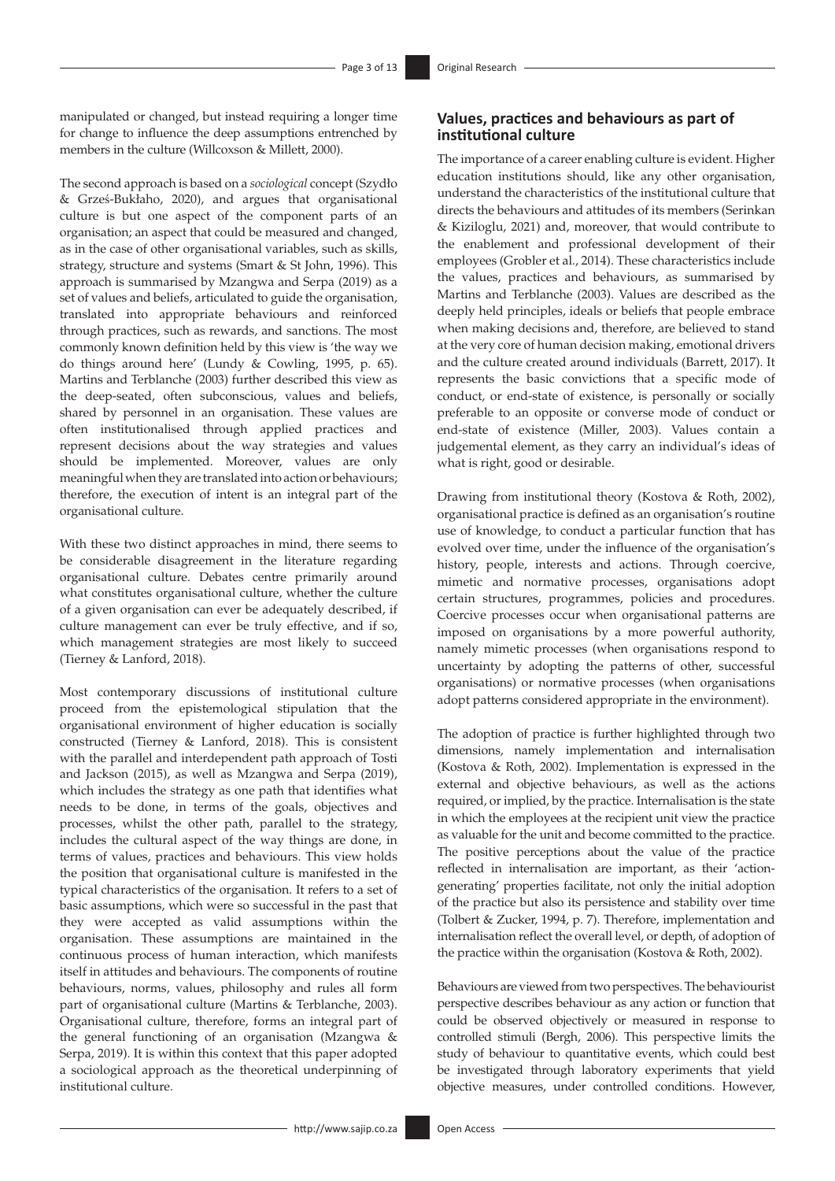manipulated or changed, but instead requiring a longer time for change to influence the deep assumptions entrenched by members in the culture (Willcoxson & Millett, 2000).

The second approach is based on a *sociological* concept (Szydło & Grześ-Bukłaho, 2020), and argues that organisational culture is but one aspect of the component parts of an organisation; an aspect that could be measured and changed, as in the case of other organisational variables, such as skills, strategy, structure and systems (Smart & St John, 1996). This approach is summarised by Mzangwa and Serpa (2019) as a set of values and beliefs, articulated to guide the organisation, translated into appropriate behaviours and reinforced through practices, such as rewards, and sanctions. The most commonly known definition held by this view is 'the way we do things around here' (Lundy & Cowling, 1995, p. 65). Martins and Terblanche (2003) further described this view as the deep-seated, often subconscious, values and beliefs, shared by personnel in an organisation. These values are often institutionalised through applied practices and represent decisions about the way strategies and values should be implemented. Moreover, values are only meaningful when they are translated into action or behaviours; therefore, the execution of intent is an integral part of the organisational culture.

With these two distinct approaches in mind, there seems to be considerable disagreement in the literature regarding organisational culture. Debates centre primarily around what constitutes organisational culture, whether the culture of a given organisation can ever be adequately described, if culture management can ever be truly effective, and if so, which management strategies are most likely to succeed (Tierney & Lanford, 2018).

Most contemporary discussions of institutional culture proceed from the epistemological stipulation that the organisational environment of higher education is socially constructed (Tierney & Lanford, 2018). This is consistent with the parallel and interdependent path approach of Tosti and Jackson (2015), as well as Mzangwa and Serpa (2019), which includes the strategy as one path that identifies what needs to be done, in terms of the goals, objectives and processes, whilst the other path, parallel to the strategy, includes the cultural aspect of the way things are done, in terms of values, practices and behaviours. This view holds the position that organisational culture is manifested in the typical characteristics of the organisation. It refers to a set of basic assumptions, which were so successful in the past that they were accepted as valid assumptions within the organisation. These assumptions are maintained in the continuous process of human interaction, which manifests itself in attitudes and behaviours. The components of routine behaviours, norms, values, philosophy and rules all form part of organisational culture (Martins & Terblanche, 2003). Organisational culture, therefore, forms an integral part of the general functioning of an organisation (Mzangwa & Serpa, 2019). It is within this context that this paper adopted a sociological approach as the theoretical underpinning of institutional culture.

## Values, practices and behaviours as part of institutional culture

The importance of a career enabling culture is evident. Higher education institutions should, like any other organisation, understand the characteristics of the institutional culture that directs the behaviours and attitudes of its members (Serinkan & Kiziloglu, 2021) and, moreover, that would contribute to the enablement and professional development of their employees (Grobler et al., 2014). These characteristics include the values, practices and behaviours, as summarised by Martins and Terblanche (2003). Values are described as the deeply held principles, ideals or beliefs that people embrace when making decisions and, therefore, are believed to stand at the very core of human decision making, emotional drivers and the culture created around individuals (Barrett, 2017). It represents the basic convictions that a specific mode of conduct, or end-state of existence, is personally or socially preferable to an opposite or converse mode of conduct or end-state of existence (Miller, 2003). Values contain a judgemental element, as they carry an individual's ideas of what is right, good or desirable.

Drawing from institutional theory (Kostova & Roth, 2002), organisational practice is defined as an organisation's routine use of knowledge, to conduct a particular function that has evolved over time, under the influence of the organisation's history, people, interests and actions. Through coercive, mimetic and normative processes, organisations adopt certain structures, programmes, policies and procedures. Coercive processes occur when organisational patterns are imposed on organisations by a more powerful authority, namely mimetic processes (when organisations respond to uncertainty by adopting the patterns of other, successful organisations) or normative processes (when organisations adopt patterns considered appropriate in the environment).

The adoption of practice is further highlighted through two dimensions, namely implementation and internalisation (Kostova & Roth, 2002). Implementation is expressed in the external and objective behaviours, as well as the actions required, or implied, by the practice. Internalisation is the state in which the employees at the recipient unit view the practice as valuable for the unit and become committed to the practice. The positive perceptions about the value of the practice reflected in internalisation are important, as their 'action-generating' properties facilitate, not only the initial adoption of the practice but also its persistence and stability over time (Tolbert & Zucker, 1994, p. 7). Therefore, implementation and internalisation reflect the overall level, or depth, of adoption of the practice within the organisation (Kostova & Roth, 2002).

Behaviours are viewed from two perspectives. The behaviourist perspective describes behaviour as any action or function that could be observed objectively or measured in response to controlled stimuli (Bergh, 2006). This perspective limits the study of behaviour to quantitative events, which could best be investigated through laboratory experiments that yield objective measures, under controlled conditions. However,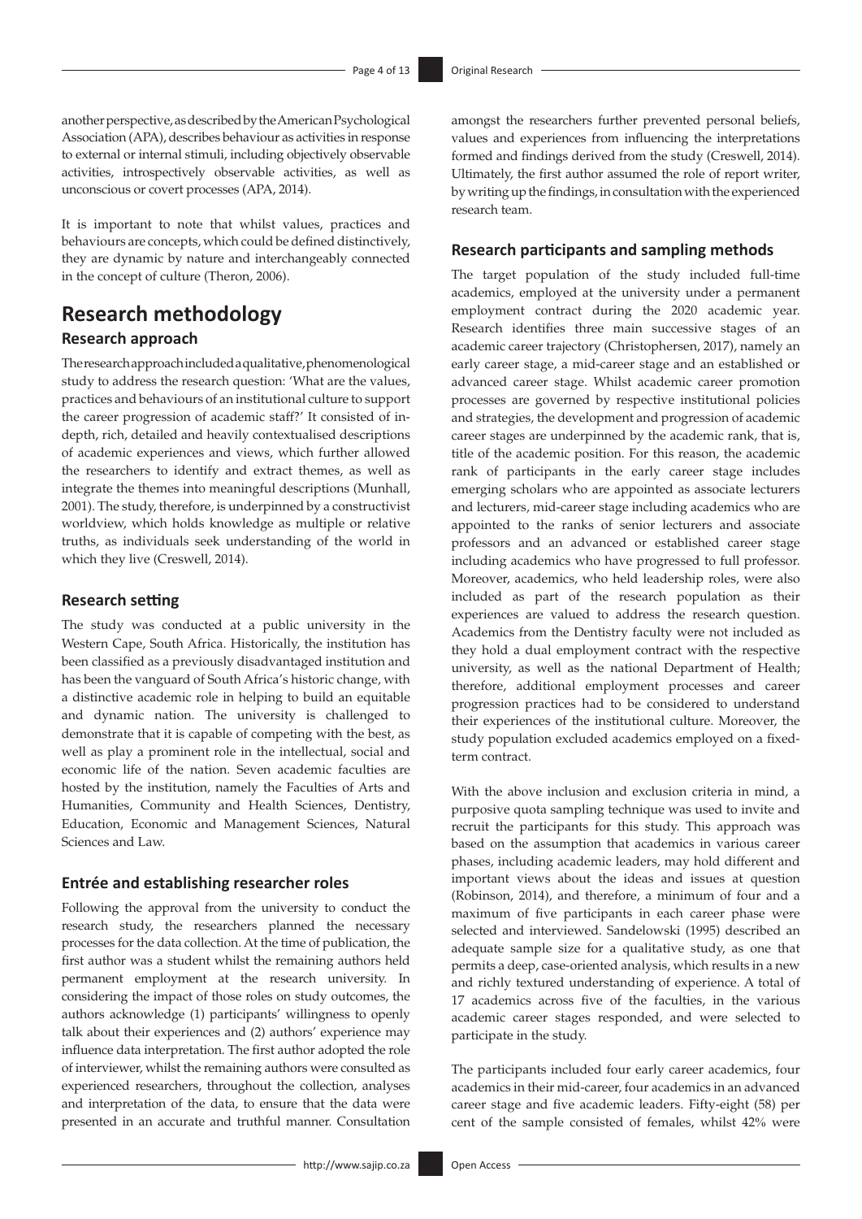another perspective, as described by the American Psychological Association (APA), describes behaviour as activities in response to external or internal stimuli, including objectively observable activities, introspectively observable activities, as well as unconscious or covert processes (APA, 2014).

It is important to note that whilst values, practices and behaviours are concepts, which could be defined distinctively, they are dynamic by nature and interchangeably connected in the concept of culture (Theron, 2006).

## Research methodology

### Research approach

The research approach included a qualitative, phenomenological study to address the research question: 'What are the values, practices and behaviours of an institutional culture to support the career progression of academic staff?' It consisted of in-depth, rich, detailed and heavily contextualised descriptions of academic experiences and views, which further allowed the researchers to identify and extract themes, as well as integrate the themes into meaningful descriptions (Munhall, 2001). The study, therefore, is underpinned by a constructivist worldview, which holds knowledge as multiple or relative truths, as individuals seek understanding of the world in which they live (Creswell, 2014).

### Research setting

The study was conducted at a public university in the Western Cape, South Africa. Historically, the institution has been classified as a previously disadvantaged institution and has been the vanguard of South Africa's historic change, with a distinctive academic role in helping to build an equitable and dynamic nation. The university is challenged to demonstrate that it is capable of competing with the best, as well as play a prominent role in the intellectual, social and economic life of the nation. Seven academic faculties are hosted by the institution, namely the Faculties of Arts and Humanities, Community and Health Sciences, Dentistry, Education, Economic and Management Sciences, Natural Sciences and Law.

### Entrée and establishing researcher roles

Following the approval from the university to conduct the research study, the researchers planned the necessary processes for the data collection. At the time of publication, the first author was a student whilst the remaining authors held permanent employment at the research university. In considering the impact of those roles on study outcomes, the authors acknowledge (1) participants' willingness to openly talk about their experiences and (2) authors' experience may influence data interpretation. The first author adopted the role of interviewer, whilst the remaining authors were consulted as experienced researchers, throughout the collection, analyses and interpretation of the data, to ensure that the data were presented in an accurate and truthful manner. Consultation amongst the researchers further prevented personal beliefs, values and experiences from influencing the interpretations formed and findings derived from the study (Creswell, 2014). Ultimately, the first author assumed the role of report writer, by writing up the findings, in consultation with the experienced research team.

### Research participants and sampling methods

The target population of the study included full-time academics, employed at the university under a permanent employment contract during the 2020 academic year. Research identifies three main successive stages of an academic career trajectory (Christophersen, 2017), namely an early career stage, a mid-career stage and an established or advanced career stage. Whilst academic career promotion processes are governed by respective institutional policies and strategies, the development and progression of academic career stages are underpinned by the academic rank, that is, title of the academic position. For this reason, the academic rank of participants in the early career stage includes emerging scholars who are appointed as associate lecturers and lecturers, mid-career stage including academics who are appointed to the ranks of senior lecturers and associate professors and an advanced or established career stage including academics who have progressed to full professor. Moreover, academics, who held leadership roles, were also included as part of the research population as their experiences are valued to address the research question. Academics from the Dentistry faculty were not included as they hold a dual employment contract with the respective university, as well as the national Department of Health; therefore, additional employment processes and career progression practices had to be considered to understand their experiences of the institutional culture. Moreover, the study population excluded academics employed on a fixed-term contract.

With the above inclusion and exclusion criteria in mind, a purposive quota sampling technique was used to invite and recruit the participants for this study. This approach was based on the assumption that academics in various career phases, including academic leaders, may hold different and important views about the ideas and issues at question (Robinson, 2014), and therefore, a minimum of four and a maximum of five participants in each career phase were selected and interviewed. Sandelowski (1995) described an adequate sample size for a qualitative study, as one that permits a deep, case-oriented analysis, which results in a new and richly textured understanding of experience. A total of 17 academics across five of the faculties, in the various academic career stages responded, and were selected to participate in the study.

The participants included four early career academics, four academics in their mid-career, four academics in an advanced career stage and five academic leaders. Fifty-eight (58) per cent of the sample consisted of females, whilst 42% were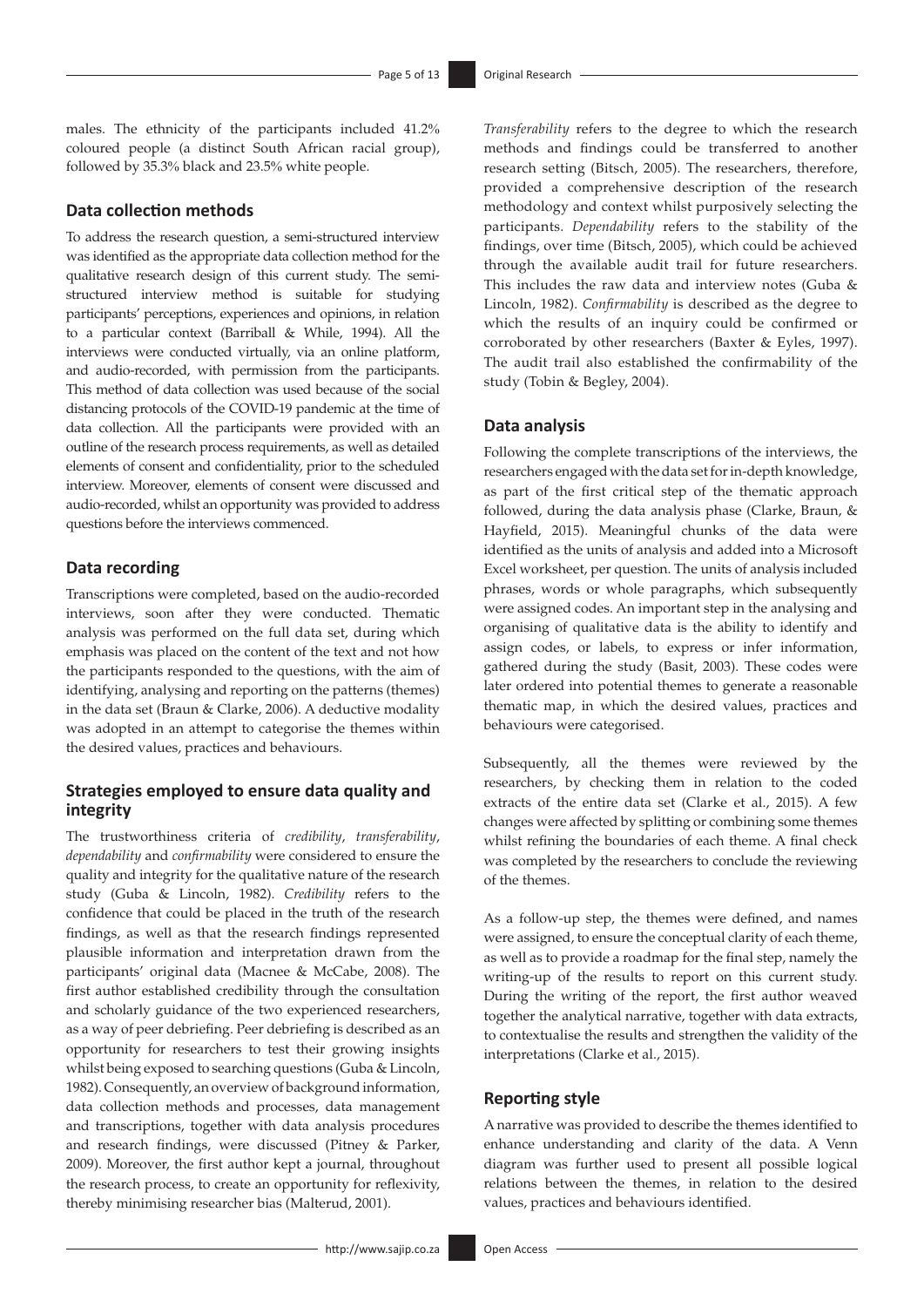males. The ethnicity of the participants included 41.2% coloured people (a distinct South African racial group), followed by 35.3% black and 23.5% white people.

### Data collection methods

To address the research question, a semi-structured interview was identified as the appropriate data collection method for the qualitative research design of this current study. The semi-structured interview method is suitable for studying participants' perceptions, experiences and opinions, in relation to a particular context (Barriball & While, 1994). All the interviews were conducted virtually, via an online platform, and audio-recorded, with permission from the participants. This method of data collection was used because of the social distancing protocols of the COVID-19 pandemic at the time of data collection. All the participants were provided with an outline of the research process requirements, as well as detailed elements of consent and confidentiality, prior to the scheduled interview. Moreover, elements of consent were discussed and audio-recorded, whilst an opportunity was provided to address questions before the interviews commenced.

### Data recording

Transcriptions were completed, based on the audio-recorded interviews, soon after they were conducted. Thematic analysis was performed on the full data set, during which emphasis was placed on the content of the text and not how the participants responded to the questions, with the aim of identifying, analysing and reporting on the patterns (themes) in the data set (Braun & Clarke, 2006). A deductive modality was adopted in an attempt to categorise the themes within the desired values, practices and behaviours.

### Strategies employed to ensure data quality and integrity

The trustworthiness criteria of *credibility*, *transferability*, *dependability* and *confirmability* were considered to ensure the quality and integrity for the qualitative nature of the research study (Guba & Lincoln, 1982). *Credibility* refers to the confidence that could be placed in the truth of the research findings, as well as that the research findings represented plausible information and interpretation drawn from the participants' original data (Macnee & McCabe, 2008). The first author established credibility through the consultation and scholarly guidance of the two experienced researchers, as a way of peer debriefing. Peer debriefing is described as an opportunity for researchers to test their growing insights whilst being exposed to searching questions (Guba & Lincoln, 1982). Consequently, an overview of background information, data collection methods and processes, data management and transcriptions, together with data analysis procedures and research findings, were discussed (Pitney & Parker, 2009). Moreover, the first author kept a journal, throughout the research process, to create an opportunity for reflexivity, thereby minimising researcher bias (Malterud, 2001).

*Transferability* refers to the degree to which the research methods and findings could be transferred to another research setting (Bitsch, 2005). The researchers, therefore, provided a comprehensive description of the research methodology and context whilst purposively selecting the participants. *Dependability* refers to the stability of the findings, over time (Bitsch, 2005), which could be achieved through the available audit trail for future researchers. This includes the raw data and interview notes (Guba & Lincoln, 1982). *Confirmability* is described as the degree to which the results of an inquiry could be confirmed or corroborated by other researchers (Baxter & Eyles, 1997). The audit trail also established the confirmability of the study (Tobin & Begley, 2004).

### Data analysis

Following the complete transcriptions of the interviews, the researchers engaged with the data set for in-depth knowledge, as part of the first critical step of the thematic approach followed, during the data analysis phase (Clarke, Braun, & Hayfield, 2015). Meaningful chunks of the data were identified as the units of analysis and added into a Microsoft Excel worksheet, per question. The units of analysis included phrases, words or whole paragraphs, which subsequently were assigned codes. An important step in the analysing and organising of qualitative data is the ability to identify and assign codes, or labels, to express or infer information, gathered during the study (Basit, 2003). These codes were later ordered into potential themes to generate a reasonable thematic map, in which the desired values, practices and behaviours were categorised.

Subsequently, all the themes were reviewed by the researchers, by checking them in relation to the coded extracts of the entire data set (Clarke et al., 2015). A few changes were affected by splitting or combining some themes whilst refining the boundaries of each theme. A final check was completed by the researchers to conclude the reviewing of the themes.

As a follow-up step, the themes were defined, and names were assigned, to ensure the conceptual clarity of each theme, as well as to provide a roadmap for the final step, namely the writing-up of the results to report on this current study. During the writing of the report, the first author weaved together the analytical narrative, together with data extracts, to contextualise the results and strengthen the validity of the interpretations (Clarke et al., 2015).

### Reporting style

A narrative was provided to describe the themes identified to enhance understanding and clarity of the data. A Venn diagram was further used to present all possible logical relations between the themes, in relation to the desired values, practices and behaviours identified.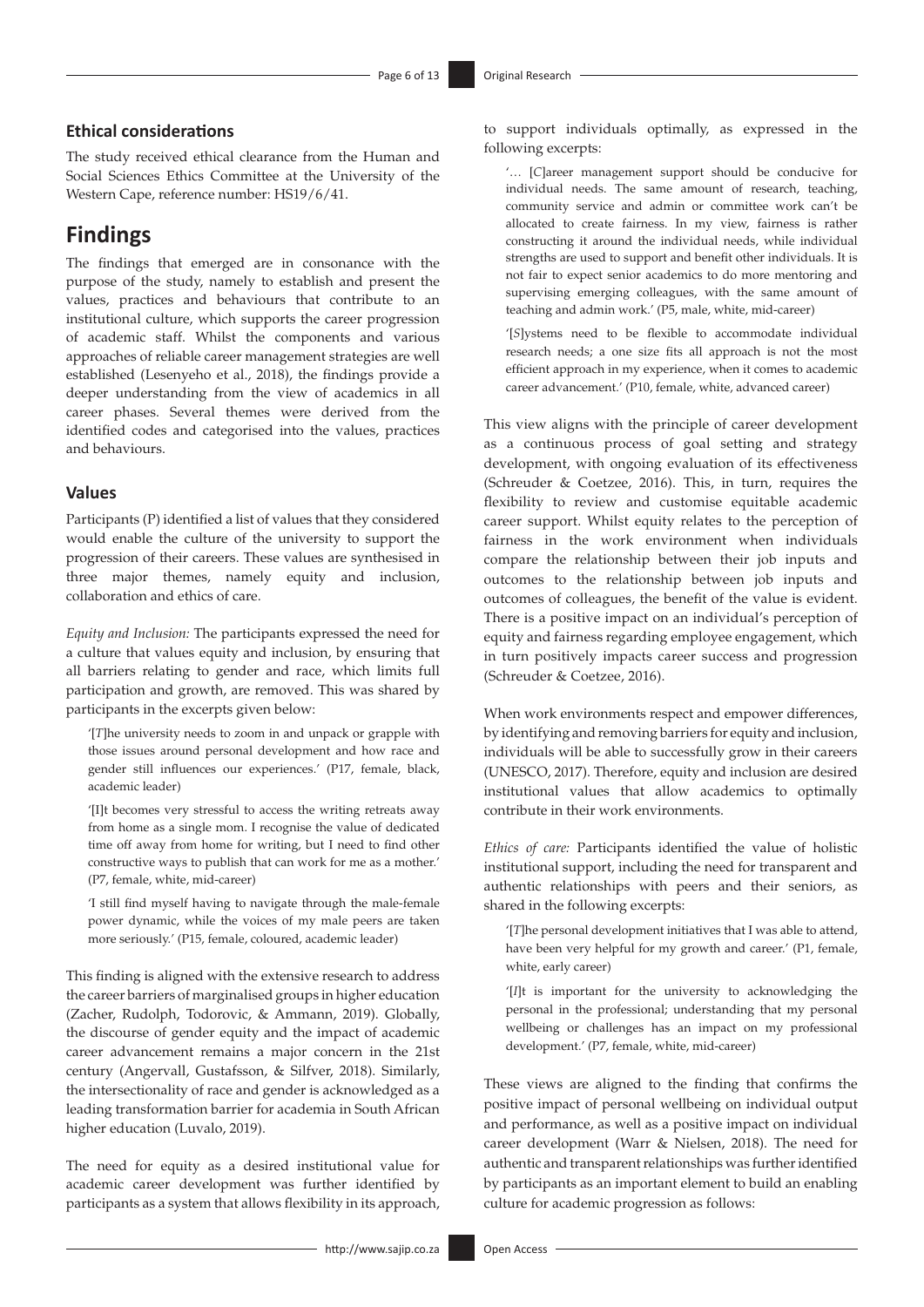### Ethical considerations

The study received ethical clearance from the Human and Social Sciences Ethics Committee at the University of the Western Cape, reference number: HS19/6/41.

## Findings

The findings that emerged are in consonance with the purpose of the study, namely to establish and present the values, practices and behaviours that contribute to an institutional culture, which supports the career progression of academic staff. Whilst the components and various approaches of reliable career management strategies are well established (Lesenyeho et al., 2018), the findings provide a deeper understanding from the view of academics in all career phases. Several themes were derived from the identified codes and categorised into the values, practices and behaviours.

### Values

Participants (P) identified a list of values that they considered would enable the culture of the university to support the progression of their careers. These values are synthesised in three major themes, namely equity and inclusion, collaboration and ethics of care.

*Equity and Inclusion:* The participants expressed the need for a culture that values equity and inclusion, by ensuring that all barriers relating to gender and race, which limits full participation and growth, are removed. This was shared by participants in the excerpts given below:

> '[*T*]he university needs to zoom in and unpack or grapple with those issues around personal development and how race and gender still influences our experiences.' (P17, female, black, academic leader)

> '[I]t becomes very stressful to access the writing retreats away from home as a single mom. I recognise the value of dedicated time off away from home for writing, but I need to find other constructive ways to publish that can work for me as a mother.' (P7, female, white, mid-career)

> 'I still find myself having to navigate through the male-female power dynamic, while the voices of my male peers are taken more seriously.' (P15, female, coloured, academic leader)

This finding is aligned with the extensive research to address the career barriers of marginalised groups in higher education (Zacher, Rudolph, Todorovic, & Ammann, 2019). Globally, the discourse of gender equity and the impact of academic career advancement remains a major concern in the 21st century (Angervall, Gustafsson, & Silfver, 2018). Similarly, the intersectionality of race and gender is acknowledged as a leading transformation barrier for academia in South African higher education (Luvalo, 2019).

The need for equity as a desired institutional value for academic career development was further identified by participants as a system that allows flexibility in its approach, to support individuals optimally, as expressed in the following excerpts:

> '… [*C*]areer management support should be conducive for individual needs. The same amount of research, teaching, community service and admin or committee work can't be allocated to create fairness. In my view, fairness is rather constructing it around the individual needs, while individual strengths are used to support and benefit other individuals. It is not fair to expect senior academics to do more mentoring and supervising emerging colleagues, with the same amount of teaching and admin work.' (P5, male, white, mid-career)

> '[*S*]ystems need to be flexible to accommodate individual research needs; a one size fits all approach is not the most efficient approach in my experience, when it comes to academic career advancement.' (P10, female, white, advanced career)

This view aligns with the principle of career development as a continuous process of goal setting and strategy development, with ongoing evaluation of its effectiveness (Schreuder & Coetzee, 2016). This, in turn, requires the flexibility to review and customise equitable academic career support. Whilst equity relates to the perception of fairness in the work environment when individuals compare the relationship between their job inputs and outcomes to the relationship between job inputs and outcomes of colleagues, the benefit of the value is evident. There is a positive impact on an individual's perception of equity and fairness regarding employee engagement, which in turn positively impacts career success and progression (Schreuder & Coetzee, 2016).

When work environments respect and empower differences, by identifying and removing barriers for equity and inclusion, individuals will be able to successfully grow in their careers (UNESCO, 2017). Therefore, equity and inclusion are desired institutional values that allow academics to optimally contribute in their work environments.

*Ethics of care:* Participants identified the value of holistic institutional support, including the need for transparent and authentic relationships with peers and their seniors, as shared in the following excerpts:

> '[*T*]he personal development initiatives that I was able to attend, have been very helpful for my growth and career.' (P1, female, white, early career)

> '[*I*]t is important for the university to acknowledging the personal in the professional; understanding that my personal wellbeing or challenges has an impact on my professional development.' (P7, female, white, mid-career)

These views are aligned to the finding that confirms the positive impact of personal wellbeing on individual output and performance, as well as a positive impact on individual career development (Warr & Nielsen, 2018). The need for authentic and transparent relationships was further identified by participants as an important element to build an enabling culture for academic progression as follows: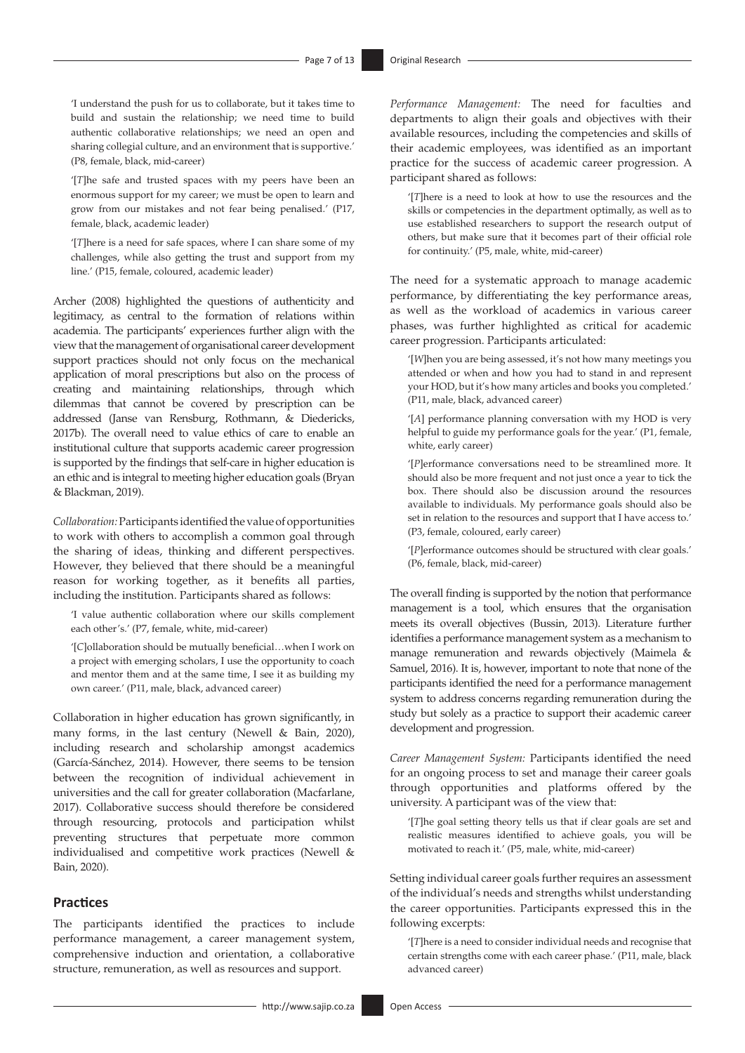'I understand the push for us to collaborate, but it takes time to build and sustain the relationship; we need time to build authentic collaborative relationships; we need an open and sharing collegial culture, and an environment that is supportive.' (P8, female, black, mid-career)

'[*T*]he safe and trusted spaces with my peers have been an enormous support for my career; we must be open to learn and grow from our mistakes and not fear being penalised.' (P17, female, black, academic leader)

'[*T*]here is a need for safe spaces, where I can share some of my challenges, while also getting the trust and support from my line.' (P15, female, coloured, academic leader)

Archer (2008) highlighted the questions of authenticity and legitimacy, as central to the formation of relations within academia. The participants' experiences further align with the view that the management of organisational career development support practices should not only focus on the mechanical application of moral prescriptions but also on the process of creating and maintaining relationships, through which dilemmas that cannot be covered by prescription can be addressed (Janse van Rensburg, Rothmann, & Diedericks, 2017b). The overall need to value ethics of care to enable an institutional culture that supports academic career progression is supported by the findings that self-care in higher education is an ethic and is integral to meeting higher education goals (Bryan & Blackman, 2019).

*Collaboration:* Participants identified the value of opportunities to work with others to accomplish a common goal through the sharing of ideas, thinking and different perspectives. However, they believed that there should be a meaningful reason for working together, as it benefits all parties, including the institution. Participants shared as follows:

'I value authentic collaboration where our skills complement each other's.' (P7, female, white, mid-career)

'[*C*]ollaboration should be mutually beneficial…when I work on a project with emerging scholars, I use the opportunity to coach and mentor them and at the same time, I see it as building my own career.' (P11, male, black, advanced career)

Collaboration in higher education has grown significantly, in many forms, in the last century (Newell & Bain, 2020), including research and scholarship amongst academics (García-Sánchez, 2014). However, there seems to be tension between the recognition of individual achievement in universities and the call for greater collaboration (Macfarlane, 2017). Collaborative success should therefore be considered through resourcing, protocols and participation whilst preventing structures that perpetuate more common individualised and competitive work practices (Newell & Bain, 2020).

## Practices

The participants identified the practices to include performance management, a career management system, comprehensive induction and orientation, a collaborative structure, remuneration, as well as resources and support.

*Performance Management:* The need for faculties and departments to align their goals and objectives with their available resources, including the competencies and skills of their academic employees, was identified as an important practice for the success of academic career progression. A participant shared as follows:

'[*T*]here is a need to look at how to use the resources and the skills or competencies in the department optimally, as well as to use established researchers to support the research output of others, but make sure that it becomes part of their official role for continuity.' (P5, male, white, mid-career)

The need for a systematic approach to manage academic performance, by differentiating the key performance areas, as well as the workload of academics in various career phases, was further highlighted as critical for academic career progression. Participants articulated:

'[*W*]hen you are being assessed, it's not how many meetings you attended or when and how you had to stand in and represent your HOD, but it's how many articles and books you completed.' (P11, male, black, advanced career)

'[*A*] performance planning conversation with my HOD is very helpful to guide my performance goals for the year.' (P1, female, white, early career)

'[*P*]erformance conversations need to be streamlined more. It should also be more frequent and not just once a year to tick the box. There should also be discussion around the resources available to individuals. My performance goals should also be set in relation to the resources and support that I have access to.' (P3, female, coloured, early career)

'[*P*]erformance outcomes should be structured with clear goals.' (P6, female, black, mid-career)

The overall finding is supported by the notion that performance management is a tool, which ensures that the organisation meets its overall objectives (Bussin, 2013). Literature further identifies a performance management system as a mechanism to manage remuneration and rewards objectively (Maimela & Samuel, 2016). It is, however, important to note that none of the participants identified the need for a performance management system to address concerns regarding remuneration during the study but solely as a practice to support their academic career development and progression.

*Career Management System:* Participants identified the need for an ongoing process to set and manage their career goals through opportunities and platforms offered by the university. A participant was of the view that:

'[*T*]he goal setting theory tells us that if clear goals are set and realistic measures identified to achieve goals, you will be motivated to reach it.' (P5, male, white, mid-career)

Setting individual career goals further requires an assessment of the individual's needs and strengths whilst understanding the career opportunities. Participants expressed this in the following excerpts:

'[*T*]here is a need to consider individual needs and recognise that certain strengths come with each career phase.' (P11, male, black advanced career)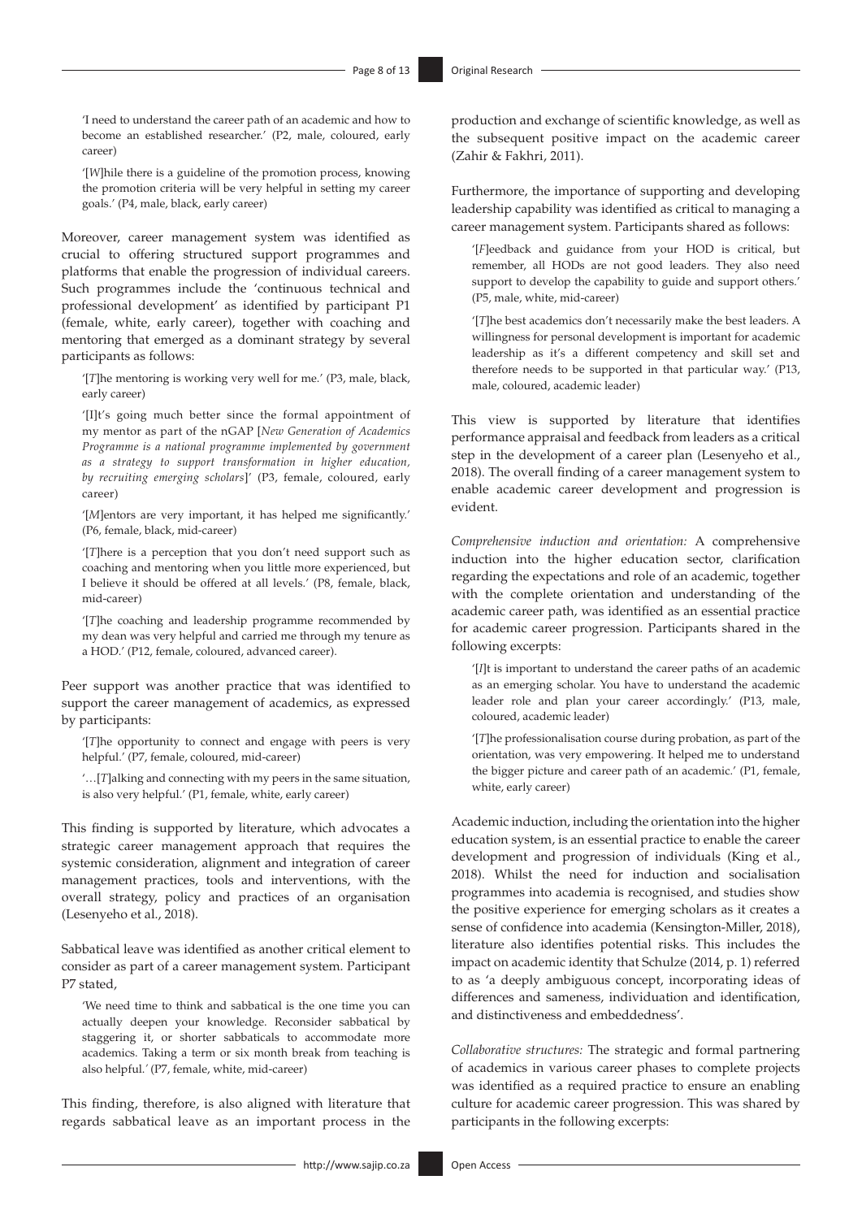'I need to understand the career path of an academic and how to become an established researcher.' (P2, male, coloured, early career)

'[*W*]hile there is a guideline of the promotion process, knowing the promotion criteria will be very helpful in setting my career goals.' (P4, male, black, early career)

Moreover, career management system was identified as crucial to offering structured support programmes and platforms that enable the progression of individual careers. Such programmes include the 'continuous technical and professional development' as identified by participant P1 (female, white, early career), together with coaching and mentoring that emerged as a dominant strategy by several participants as follows:

'[*T*]he mentoring is working very well for me.' (P3, male, black, early career)

'[I]t's going much better since the formal appointment of my mentor as part of the nGAP [*New Generation of Academics Programme is a national programme implemented by government as a strategy to support transformation in higher education, by recruiting emerging scholars*]' (P3, female, coloured, early career)

'[*M*]entors are very important, it has helped me significantly.' (P6, female, black, mid-career)

'[*T*]here is a perception that you don't need support such as coaching and mentoring when you little more experienced, but I believe it should be offered at all levels.' (P8, female, black, mid-career)

'[*T*]he coaching and leadership programme recommended by my dean was very helpful and carried me through my tenure as a HOD.' (P12, female, coloured, advanced career).

Peer support was another practice that was identified to support the career management of academics, as expressed by participants:

'[*T*]he opportunity to connect and engage with peers is very helpful.' (P7, female, coloured, mid-career)

'…[*T*]alking and connecting with my peers in the same situation, is also very helpful.' (P1, female, white, early career)

This finding is supported by literature, which advocates a strategic career management approach that requires the systemic consideration, alignment and integration of career management practices, tools and interventions, with the overall strategy, policy and practices of an organisation (Lesenyeho et al., 2018).

Sabbatical leave was identified as another critical element to consider as part of a career management system. Participant P7 stated,

'We need time to think and sabbatical is the one time you can actually deepen your knowledge. Reconsider sabbatical by staggering it, or shorter sabbaticals to accommodate more academics. Taking a term or six month break from teaching is also helpful.' (P7, female, white, mid-career)

This finding, therefore, is also aligned with literature that regards sabbatical leave as an important process in the production and exchange of scientific knowledge, as well as the subsequent positive impact on the academic career (Zahir & Fakhri, 2011).

Furthermore, the importance of supporting and developing leadership capability was identified as critical to managing a career management system. Participants shared as follows:

'[*F*]eedback and guidance from your HOD is critical, but remember, all HODs are not good leaders. They also need support to develop the capability to guide and support others.' (P5, male, white, mid-career)

'[*T*]he best academics don't necessarily make the best leaders. A willingness for personal development is important for academic leadership as it's a different competency and skill set and therefore needs to be supported in that particular way.' (P13, male, coloured, academic leader)

This view is supported by literature that identifies performance appraisal and feedback from leaders as a critical step in the development of a career plan (Lesenyeho et al., 2018). The overall finding of a career management system to enable academic career development and progression is evident.

*Comprehensive induction and orientation:* A comprehensive induction into the higher education sector, clarification regarding the expectations and role of an academic, together with the complete orientation and understanding of the academic career path, was identified as an essential practice for academic career progression. Participants shared in the following excerpts:

'[*I*]t is important to understand the career paths of an academic as an emerging scholar. You have to understand the academic leader role and plan your career accordingly.' (P13, male, coloured, academic leader)

'[*T*]he professionalisation course during probation, as part of the orientation, was very empowering. It helped me to understand the bigger picture and career path of an academic.' (P1, female, white, early career)

Academic induction, including the orientation into the higher education system, is an essential practice to enable the career development and progression of individuals (King et al., 2018). Whilst the need for induction and socialisation programmes into academia is recognised, and studies show the positive experience for emerging scholars as it creates a sense of confidence into academia (Kensington-Miller, 2018), literature also identifies potential risks. This includes the impact on academic identity that Schulze (2014, p. 1) referred to as 'a deeply ambiguous concept, incorporating ideas of differences and sameness, individuation and identification, and distinctiveness and embeddedness'.

*Collaborative structures:* The strategic and formal partnering of academics in various career phases to complete projects was identified as a required practice to ensure an enabling culture for academic career progression. This was shared by participants in the following excerpts: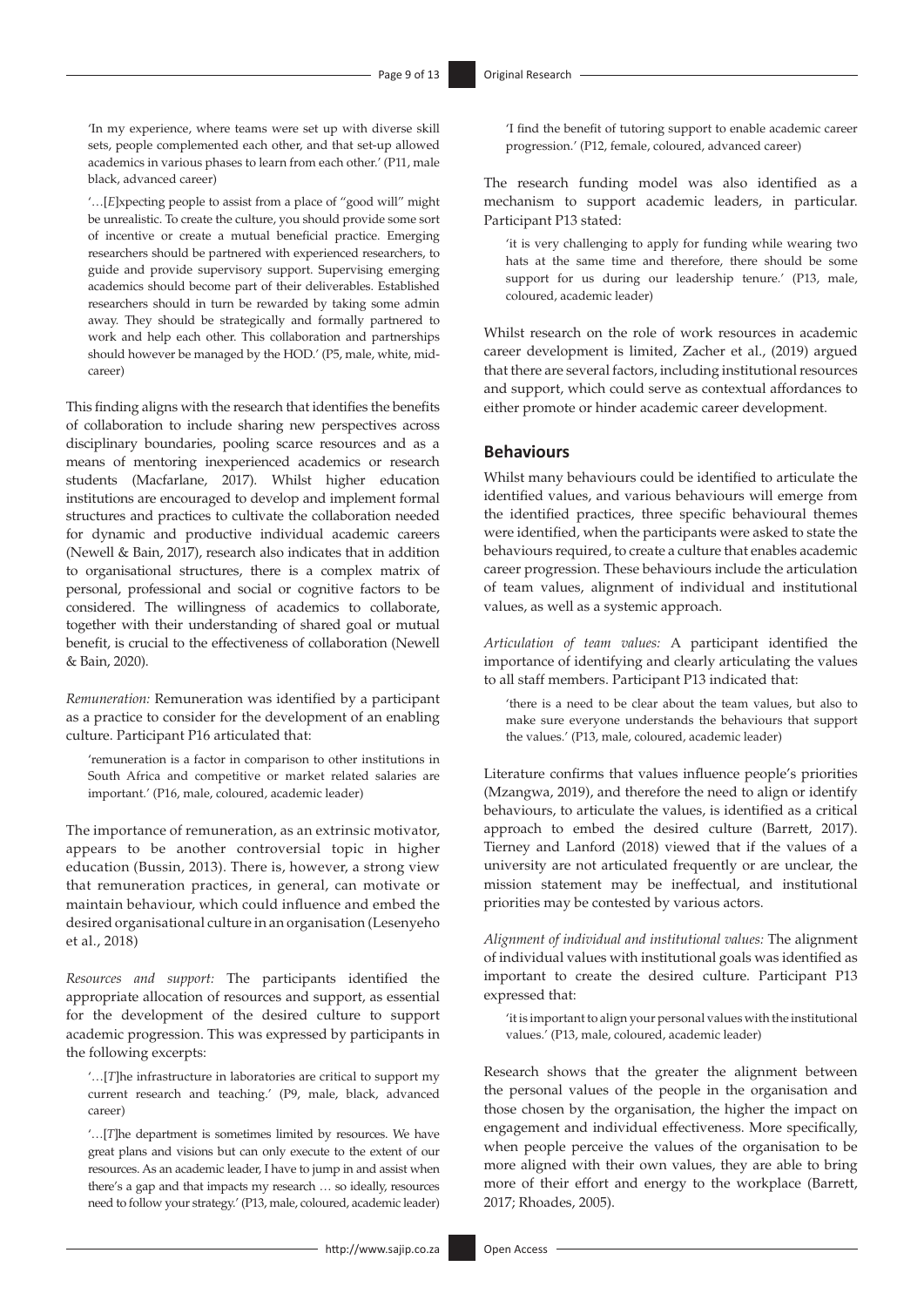'In my experience, where teams were set up with diverse skill sets, people complemented each other, and that set-up allowed academics in various phases to learn from each other.' (P11, male black, advanced career)

'…[*E*]xpecting people to assist from a place of "good will" might be unrealistic. To create the culture, you should provide some sort of incentive or create a mutual beneficial practice. Emerging researchers should be partnered with experienced researchers, to guide and provide supervisory support. Supervising emerging academics should become part of their deliverables. Established researchers should in turn be rewarded by taking some admin away. They should be strategically and formally partnered to work and help each other. This collaboration and partnerships should however be managed by the HOD.' (P5, male, white, mid-career)

This finding aligns with the research that identifies the benefits of collaboration to include sharing new perspectives across disciplinary boundaries, pooling scarce resources and as a means of mentoring inexperienced academics or research students (Macfarlane, 2017). Whilst higher education institutions are encouraged to develop and implement formal structures and practices to cultivate the collaboration needed for dynamic and productive individual academic careers (Newell & Bain, 2017), research also indicates that in addition to organisational structures, there is a complex matrix of personal, professional and social or cognitive factors to be considered. The willingness of academics to collaborate, together with their understanding of shared goal or mutual benefit, is crucial to the effectiveness of collaboration (Newell & Bain, 2020).

*Remuneration:* Remuneration was identified by a participant as a practice to consider for the development of an enabling culture. Participant P16 articulated that:

'remuneration is a factor in comparison to other institutions in South Africa and competitive or market related salaries are important.' (P16, male, coloured, academic leader)

The importance of remuneration, as an extrinsic motivator, appears to be another controversial topic in higher education (Bussin, 2013). There is, however, a strong view that remuneration practices, in general, can motivate or maintain behaviour, which could influence and embed the desired organisational culture in an organisation (Lesenyeho et al., 2018)

*Resources and support:* The participants identified the appropriate allocation of resources and support, as essential for the development of the desired culture to support academic progression. This was expressed by participants in the following excerpts:

'…[*T*]he infrastructure in laboratories are critical to support my current research and teaching.' (P9, male, black, advanced career)

'…[*T*]he department is sometimes limited by resources. We have great plans and visions but can only execute to the extent of our resources. As an academic leader, I have to jump in and assist when there's a gap and that impacts my research … so ideally, resources need to follow your strategy.' (P13, male, coloured, academic leader)

'I find the benefit of tutoring support to enable academic career progression.' (P12, female, coloured, advanced career)

The research funding model was also identified as a mechanism to support academic leaders, in particular. Participant P13 stated:

'it is very challenging to apply for funding while wearing two hats at the same time and therefore, there should be some support for us during our leadership tenure.' (P13, male, coloured, academic leader)

Whilst research on the role of work resources in academic career development is limited, Zacher et al., (2019) argued that there are several factors, including institutional resources and support, which could serve as contextual affordances to either promote or hinder academic career development.

## Behaviours

Whilst many behaviours could be identified to articulate the identified values, and various behaviours will emerge from the identified practices, three specific behavioural themes were identified, when the participants were asked to state the behaviours required, to create a culture that enables academic career progression. These behaviours include the articulation of team values, alignment of individual and institutional values, as well as a systemic approach.

*Articulation of team values:* A participant identified the importance of identifying and clearly articulating the values to all staff members. Participant P13 indicated that:

'there is a need to be clear about the team values, but also to make sure everyone understands the behaviours that support the values.' (P13, male, coloured, academic leader)

Literature confirms that values influence people's priorities (Mzangwa, 2019), and therefore the need to align or identify behaviours, to articulate the values, is identified as a critical approach to embed the desired culture (Barrett, 2017). Tierney and Lanford (2018) viewed that if the values of a university are not articulated frequently or are unclear, the mission statement may be ineffectual, and institutional priorities may be contested by various actors.

*Alignment of individual and institutional values:* The alignment of individual values with institutional goals was identified as important to create the desired culture. Participant P13 expressed that:

'it is important to align your personal values with the institutional values.' (P13, male, coloured, academic leader)

Research shows that the greater the alignment between the personal values of the people in the organisation and those chosen by the organisation, the higher the impact on engagement and individual effectiveness. More specifically, when people perceive the values of the organisation to be more aligned with their own values, they are able to bring more of their effort and energy to the workplace (Barrett, 2017; Rhoades, 2005).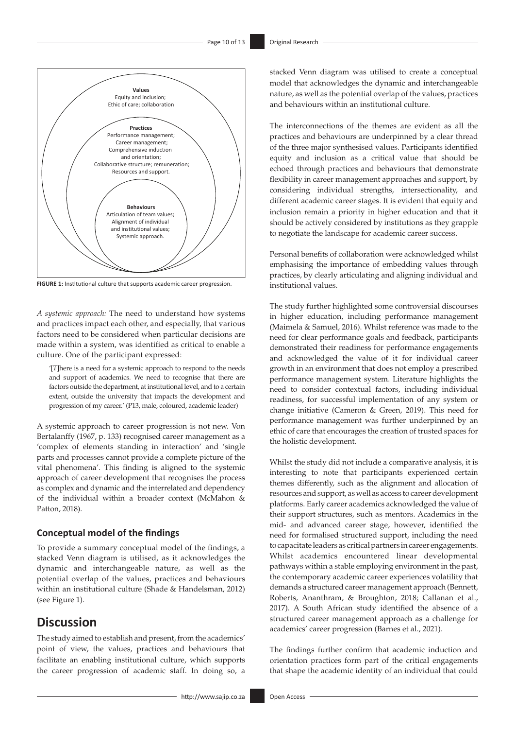**Values**
Equity and inclusion;
Ethic of care; collaboration

**Practices**
Performance management;
Career management;
Comprehensive induction and orientation;
Collaborative structure; remuneration;
Resources and support.

**Behaviours**
Articulation of team values;
Alignment of individual and institutional values;
Systemic approach.

**FIGURE 1:** Institutional culture that supports academic career progression.

*A systemic approach:* The need to understand how systems and practices impact each other, and especially, that various factors need to be considered when particular decisions are made within a system, was identified as critical to enable a culture. One of the participant expressed:

> '[*T*]here is a need for a systemic approach to respond to the needs and support of academics. We need to recognise that there are factors outside the department, at institutional level, and to a certain extent, outside the university that impacts the development and progression of my career.' (P13, male, coloured, academic leader)

A systemic approach to career progression is not new. Von Bertalanffy (1967, p. 133) recognised career management as a 'complex of elements standing in interaction' and 'single parts and processes cannot provide a complete picture of the vital phenomena'. This finding is aligned to the systemic approach of career development that recognises the process as complex and dynamic and the interrelated and dependency of the individual within a broader context (McMahon & Patton, 2018).

### Conceptual model of the findings

To provide a summary conceptual model of the findings, a stacked Venn diagram is utilised, as it acknowledges the dynamic and interchangeable nature, as well as the potential overlap of the values, practices and behaviours within an institutional culture (Shade & Handelsman, 2012) (see Figure 1).

## Discussion

The study aimed to establish and present, from the academics' point of view, the values, practices and behaviours that facilitate an enabling institutional culture, which supports the career progression of academic staff. In doing so, a stacked Venn diagram was utilised to create a conceptual model that acknowledges the dynamic and interchangeable nature, as well as the potential overlap of the values, practices and behaviours within an institutional culture.

The interconnections of the themes are evident as all the practices and behaviours are underpinned by a clear thread of the three major synthesised values. Participants identified equity and inclusion as a critical value that should be echoed through practices and behaviours that demonstrate flexibility in career management approaches and support, by considering individual strengths, intersectionality, and different academic career stages. It is evident that equity and inclusion remain a priority in higher education and that it should be actively considered by institutions as they grapple to negotiate the landscape for academic career success.

Personal benefits of collaboration were acknowledged whilst emphasising the importance of embedding values through practices, by clearly articulating and aligning individual and institutional values.

The study further highlighted some controversial discourses in higher education, including performance management (Maimela & Samuel, 2016). Whilst reference was made to the need for clear performance goals and feedback, participants demonstrated their readiness for performance engagements and acknowledged the value of it for individual career growth in an environment that does not employ a prescribed performance management system. Literature highlights the need to consider contextual factors, including individual readiness, for successful implementation of any system or change initiative (Cameron & Green, 2019). This need for performance management was further underpinned by an ethic of care that encourages the creation of trusted spaces for the holistic development.

Whilst the study did not include a comparative analysis, it is interesting to note that participants experienced certain themes differently, such as the alignment and allocation of resources and support, as well as access to career development platforms. Early career academics acknowledged the value of their support structures, such as mentors. Academics in the mid- and advanced career stage, however, identified the need for formalised structured support, including the need to capacitate leaders as critical partners in career engagements. Whilst academics encountered linear developmental pathways within a stable employing environment in the past, the contemporary academic career experiences volatility that demands a structured career management approach (Bennett, Roberts, Ananthram, & Broughton, 2018; Callanan et al., 2017). A South African study identified the absence of a structured career management approach as a challenge for academics' career progression (Barnes et al., 2021).

The findings further confirm that academic induction and orientation practices form part of the critical engagements that shape the academic identity of an individual that could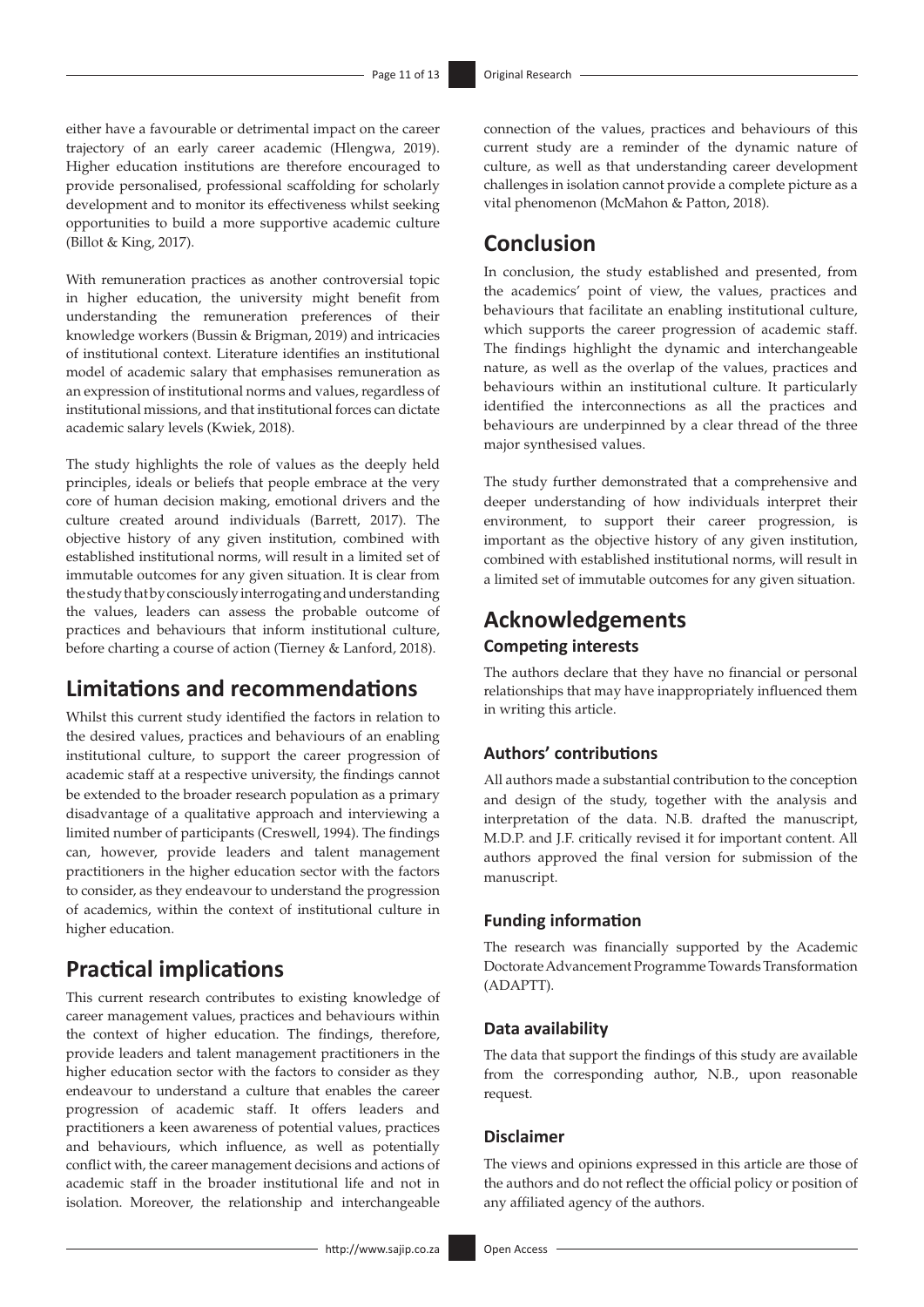either have a favourable or detrimental impact on the career trajectory of an early career academic (Hlengwa, 2019). Higher education institutions are therefore encouraged to provide personalised, professional scaffolding for scholarly development and to monitor its effectiveness whilst seeking opportunities to build a more supportive academic culture (Billot & King, 2017).

With remuneration practices as another controversial topic in higher education, the university might benefit from understanding the remuneration preferences of their knowledge workers (Bussin & Brigman, 2019) and intricacies of institutional context. Literature identifies an institutional model of academic salary that emphasises remuneration as an expression of institutional norms and values, regardless of institutional missions, and that institutional forces can dictate academic salary levels (Kwiek, 2018).

The study highlights the role of values as the deeply held principles, ideals or beliefs that people embrace at the very core of human decision making, emotional drivers and the culture created around individuals (Barrett, 2017). The objective history of any given institution, combined with established institutional norms, will result in a limited set of immutable outcomes for any given situation. It is clear from the study that by consciously interrogating and understanding the values, leaders can assess the probable outcome of practices and behaviours that inform institutional culture, before charting a course of action (Tierney & Lanford, 2018).

## Limitations and recommendations

Whilst this current study identified the factors in relation to the desired values, practices and behaviours of an enabling institutional culture, to support the career progression of academic staff at a respective university, the findings cannot be extended to the broader research population as a primary disadvantage of a qualitative approach and interviewing a limited number of participants (Creswell, 1994). The findings can, however, provide leaders and talent management practitioners in the higher education sector with the factors to consider, as they endeavour to understand the progression of academics, within the context of institutional culture in higher education.

## Practical implications

This current research contributes to existing knowledge of career management values, practices and behaviours within the context of higher education. The findings, therefore, provide leaders and talent management practitioners in the higher education sector with the factors to consider as they endeavour to understand a culture that enables the career progression of academic staff. It offers leaders and practitioners a keen awareness of potential values, practices and behaviours, which influence, as well as potentially conflict with, the career management decisions and actions of academic staff in the broader institutional life and not in isolation. Moreover, the relationship and interchangeable connection of the values, practices and behaviours of this current study are a reminder of the dynamic nature of culture, as well as that understanding career development challenges in isolation cannot provide a complete picture as a vital phenomenon (McMahon & Patton, 2018).

## Conclusion

In conclusion, the study established and presented, from the academics' point of view, the values, practices and behaviours that facilitate an enabling institutional culture, which supports the career progression of academic staff. The findings highlight the dynamic and interchangeable nature, as well as the overlap of the values, practices and behaviours within an institutional culture. It particularly identified the interconnections as all the practices and behaviours are underpinned by a clear thread of the three major synthesised values.

The study further demonstrated that a comprehensive and deeper understanding of how individuals interpret their environment, to support their career progression, is important as the objective history of any given institution, combined with established institutional norms, will result in a limited set of immutable outcomes for any given situation.

## Acknowledgements

### Competing interests

The authors declare that they have no financial or personal relationships that may have inappropriately influenced them in writing this article.

### Authors' contributions

All authors made a substantial contribution to the conception and design of the study, together with the analysis and interpretation of the data. N.B. drafted the manuscript, M.D.P. and J.F. critically revised it for important content. All authors approved the final version for submission of the manuscript.

### Funding information

The research was financially supported by the Academic Doctorate Advancement Programme Towards Transformation (ADAPTT).

### Data availability

The data that support the findings of this study are available from the corresponding author, N.B., upon reasonable request.

### Disclaimer

The views and opinions expressed in this article are those of the authors and do not reflect the official policy or position of any affiliated agency of the authors.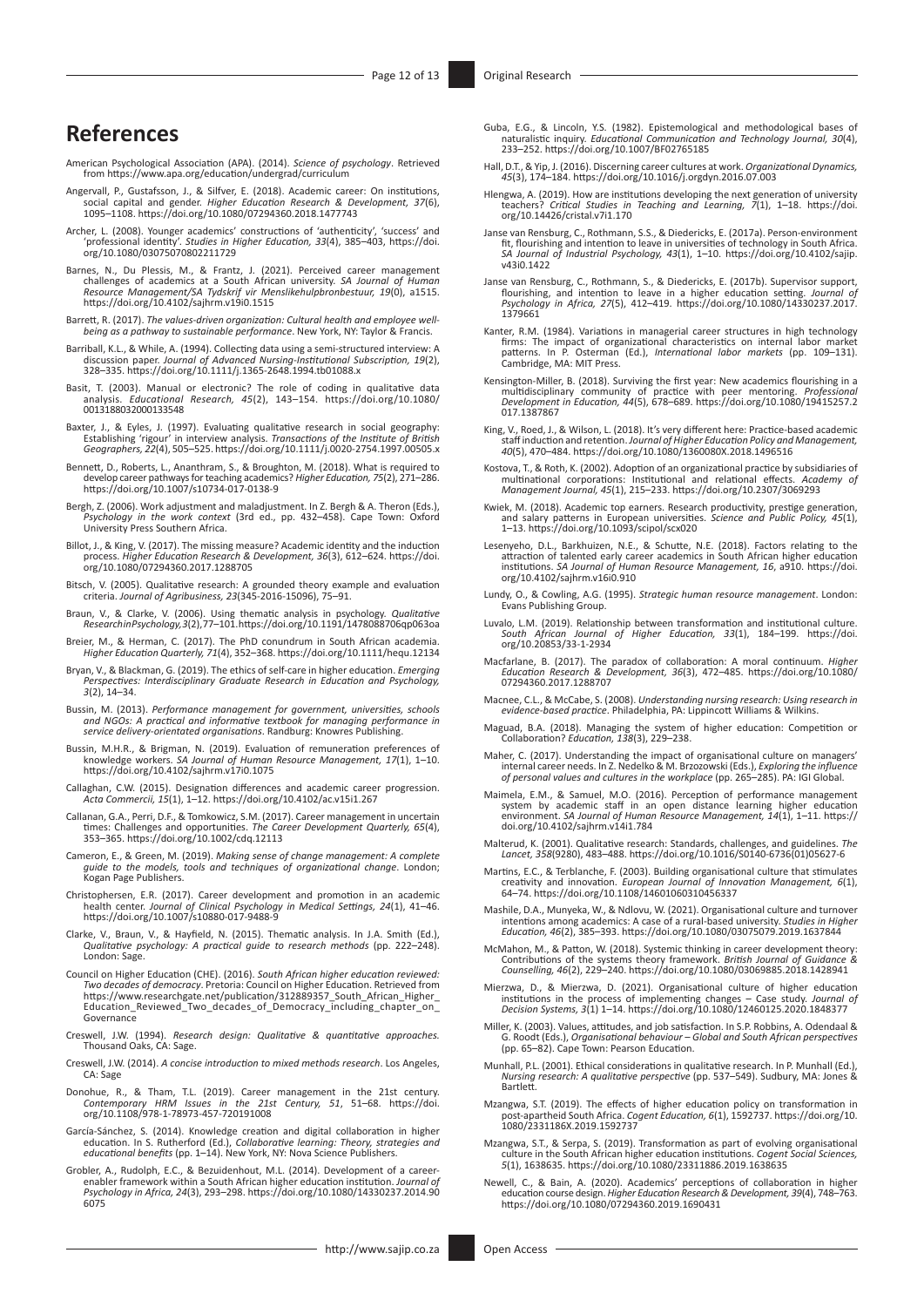# References

American Psychological Association (APA). (2014). *Science of psychology*. Retrieved from https://www.apa.org/education/undergrad/curriculum

Angervall, P., Gustafsson, J., & Silfver, E. (2018). Academic career: On institutions, social capital and gender. *Higher Education Research & Development, 37*(6), 1095–1108. https://doi.org/10.1080/07294360.2018.1477743

Archer, L. (2008). Younger academics' constructions of 'authenticity', 'success' and 'professional identity'. *Studies in Higher Education, 33*(4), 385–403, https://doi.org/10.1080/03075070802211729

Barnes, N., Du Plessis, M., & Frantz, J. (2021). Perceived career management challenges of academics at a South African university. *SA Journal of Human Resource Management/SA Tydskrif vir Menslikehulpbronbestuur, 19*(0), a1515. https://doi.org/10.4102/sajhrm.v19i0.1515

Barrett, R. (2017). *The values-driven organization: Cultural health and employee well-being as a pathway to sustainable performance*. New York, NY: Taylor & Francis.

Barriball, K.L., & While, A. (1994). Collecting data using a semi-structured interview: A discussion paper. *Journal of Advanced Nursing-Institutional Subscription, 19*(2), 328–335. https://doi.org/10.1111/j.1365-2648.1994.tb01088.x

Basit, T. (2003). Manual or electronic? The role of coding in qualitative data analysis. *Educational Research, 45*(2), 143–154. https://doi.org/10.1080/0013188032000133548

Baxter, J., & Eyles, J. (1997). Evaluating qualitative research in social geography: Establishing 'rigour' in interview analysis. *Transactions of the Institute of British Geographers, 22*(4), 505–525. https://doi.org/10.1111/j.0020-2754.1997.00505.x

Bennett, D., Roberts, L., Ananthram, S., & Broughton, M. (2018). What is required to develop career pathways for teaching academics? *Higher Education, 75*(2), 271–286. https://doi.org/10.1007/s10734-017-0138-9

Bergh, Z. (2006). Work adjustment and maladjustment. In Z. Bergh & A. Theron (Eds.), *Psychology in the work context* (3rd ed., pp. 432–458). Cape Town: Oxford University Press Southern Africa.

Billot, J., & King, V. (2017). The missing measure? Academic identity and the induction process. *Higher Education Research & Development, 36*(3), 612–624. https://doi.org/10.1080/07294360.2017.1288705

Bitsch, V. (2005). Qualitative research: A grounded theory example and evaluation criteria. *Journal of Agribusiness, 23*(345-2016-15096), 75–91.

Braun, V., & Clarke, V. (2006). Using thematic analysis in psychology. *Qualitative Research in Psychology, 3*(2), 77–101. https://doi.org/10.1191/1478088706qp063oa

Breier, M., & Herman, C. (2017). The PhD conundrum in South African academia. *Higher Education Quarterly, 71*(4), 352–368. https://doi.org/10.1111/hequ.12134

Bryan, V., & Blackman, G. (2019). The ethics of self-care in higher education. *Emerging Perspectives: Interdisciplinary Graduate Research in Education and Psychology, 3*(2), 14–34.

Bussin, M. (2013). *Performance management for government, universities, schools and NGOs: A practical and informative textbook for managing performance in service delivery-orientated organisations*. Randburg: Knowres Publishing.

Bussin, M.H.R., & Brigman, N. (2019). Evaluation of remuneration preferences of knowledge workers. *SA Journal of Human Resource Management, 17*(1), 1–10. https://doi.org/10.4102/sajhrm.v17i0.1075

Callaghan, C.W. (2015). Designation differences and academic career progression. *Acta Commercii, 15*(1), 1–12. https://doi.org/10.4102/ac.v15i1.267

Callanan, G.A., Perri, D.F., & Tomkowicz, S.M. (2017). Career management in uncertain times: Challenges and opportunities. *The Career Development Quarterly, 65*(4), 353–365. https://doi.org/10.1002/cdq.12113

Cameron, E., & Green, M. (2019). *Making sense of change management: A complete guide to the models, tools and techniques of organizational change*. London; Kogan Page Publishers.

Christophersen, E.R. (2017). Career development and promotion in an academic health center. *Journal of Clinical Psychology in Medical Settings, 24*(1), 41–46. https://doi.org/10.1007/s10880-017-9488-9

Clarke, V., Braun, V., & Hayfield, N. (2015). Thematic analysis. In J.A. Smith (Ed.), *Qualitative psychology: A practical guide to research methods* (pp. 222–248). London: Sage.

Council on Higher Education (CHE). (2016). *South African higher education reviewed: Two decades of democracy*. Pretoria: Council on Higher Education. Retrieved from https://www.researchgate.net/publication/312889357_South_African_Higher_Education_Reviewed_Two_decades_of_Democracy_including_chapter_on_Governance

Creswell, J.W. (1994). *Research design: Qualitative & quantitative approaches.* Thousand Oaks, CA: Sage.

Creswell, J.W. (2014). *A concise introduction to mixed methods research*. Los Angeles, CA: Sage

Donohue, R., & Tham, T.L. (2019). Career management in the 21st century. *Contemporary HRM Issues in the 21st Century, 51*, 51–68. https://doi.org/10.1108/978-1-78973-457-720191008

García-Sánchez, S. (2014). Knowledge creation and digital collaboration in higher education. In S. Rutherford (Ed.), *Collaborative learning: Theory, strategies and educational benefits* (pp. 1–14). New York, NY: Nova Science Publishers.

Grobler, A., Rudolph, E.C., & Bezuidenhout, M.L. (2014). Development of a career-enabler framework within a South African higher education institution. *Journal of Psychology in Africa, 24*(3), 293–298. https://doi.org/10.1080/14330237.2014.906075

Guba, E.G., & Lincoln, Y.S. (1982). Epistemological and methodological bases of naturalistic inquiry. *Educational Communication and Technology Journal, 30*(4), 233–252. https://doi.org/10.1007/BF02765185

Hall, D.T., & Yip, J. (2016). Discerning career cultures at work. *Organizational Dynamics, 45*(3), 174–184. https://doi.org/10.1016/j.orgdyn.2016.07.003

Hlengwa, A. (2019). How are institutions developing the next generation of university teachers? *Critical Studies in Teaching and Learning, 7*(1), 1–18. https://doi.org/10.14426/cristal.v7i1.170

Janse van Rensburg, C., Rothmann, S.S., & Diedericks, E. (2017a). Person-environment fit, flourishing and intention to leave in universities of technology in South Africa. *SA Journal of Industrial Psychology, 43*(1), 1–10. https://doi.org/10.4102/sajip.v43i0.1422

Janse van Rensburg, C., Rothmann, S., & Diedericks, E. (2017b). Supervisor support, flourishing, and intention to leave in a higher education setting. *Journal of Psychology in Africa, 27*(5), 412–419. https://doi.org/10.1080/14330237.2017.1379661

Kanter, R.M. (1984). Variations in managerial career structures in high technology firms: The impact of organizational characteristics on internal labor market patterns. In P. Osterman (Ed.), *International labor markets* (pp. 109–131). Cambridge, MA: MIT Press.

Kensington-Miller, B. (2018). Surviving the first year: New academics flourishing in a multidisciplinary community of practice with peer mentoring. *Professional Development in Education, 44*(5), 678–689. https://doi.org/10.1080/19415257.2017.1387867

King, V., Roed, J., & Wilson, L. (2018). It's very different here: Practice-based academic staff induction and retention. *Journal of Higher Education Policy and Management, 40*(5), 470–484. https://doi.org/10.1080/1360080X.2018.1496516

Kostova, T., & Roth, K. (2002). Adoption of an organizational practice by subsidiaries of multinational corporations: Institutional and relational effects. *Academy of Management Journal, 45*(1), 215–233. https://doi.org/10.2307/3069293

Kwiek, M. (2018). Academic top earners. Research productivity, prestige generation, and salary patterns in European universities. *Science and Public Policy, 45*(1), 1–13. https://doi.org/10.1093/scipol/scx020

Lesenyeho, D.L., Barkhuizen, N.E., & Schutte, N.E. (2018). Factors relating to the attraction of talented early career academics in South African higher education institutions. *SA Journal of Human Resource Management, 16*, a910. https://doi.org/10.4102/sajhrm.v16i0.910

Lundy, O., & Cowling, A.G. (1995). *Strategic human resource management*. London: Evans Publishing Group.

Luvalo, L.M. (2019). Relationship between transformation and institutional culture. *South African Journal of Higher Education, 33*(1), 184–199. https://doi.org/10.20853/33-1-2934

Macfarlane, B. (2017). The paradox of collaboration: A moral continuum. *Higher Education Research & Development, 36*(3), 472–485. https://doi.org/10.1080/07294360.2017.1288707

Macnee, C.L., & McCabe, S. (2008). *Understanding nursing research: Using research in evidence-based practice*. Philadelphia, PA: Lippincott Williams & Wilkins.

Maguad, B.A. (2018). Managing the system of higher education: Competition or Collaboration? *Education, 138*(3), 229–238.

Maher, C. (2017). Understanding the impact of organisational culture on managers' internal career needs. In Z. Nedelko & M. Brzozowski (Eds.), *Exploring the influence of personal values and cultures in the workplace* (pp. 265–285). PA: IGI Global.

Maimela, E.M., & Samuel, M.O. (2016). Perception of performance management system by academic staff in an open distance learning higher education environment. *SA Journal of Human Resource Management, 14*(1), 1–11. https://doi.org/10.4102/sajhrm.v14i1.784

Malterud, K. (2001). Qualitative research: Standards, challenges, and guidelines. *The Lancet, 358*(9280), 483–488. https://doi.org/10.1016/S0140-6736(01)05627-6

Martins, E.C., & Terblanche, F. (2003). Building organisational culture that stimulates creativity and innovation. *European Journal of Innovation Management, 6*(1), 64–74. https://doi.org/10.1108/14601060310456337

Mashile, D.A., Munyeka, W., & Ndlovu, W. (2021). Organisational culture and turnover intentions among academics: A case of a rural-based university. *Studies in Higher Education, 46*(2), 385–393. https://doi.org/10.1080/03075079.2019.1637844

McMahon, M., & Patton, W. (2018). Systemic thinking in career development theory: Contributions of the systems theory framework. *British Journal of Guidance & Counselling, 46*(2), 229–240. https://doi.org/10.1080/03069885.2018.1428941

Mierzwa, D., & Mierzwa, D. (2021). Organisational culture of higher education institutions in the process of implementing changes – Case study. *Journal of Decision Systems, 3*(1) 1–14. https://doi.org/10.1080/12460125.2020.1848377

Miller, K. (2003). Values, attitudes, and job satisfaction. In S.P. Robbins, A. Odendaal & G. Roodt (Eds.), *Organisational behaviour – Global and South African perspectives* (pp. 65–82). Cape Town: Pearson Education.

Munhall, P.L. (2001). Ethical considerations in qualitative research. In P. Munhall (Ed.), *Nursing research: A qualitative perspective* (pp. 537–549). Sudbury, MA: Jones & Bartlett.

Mzangwa, S.T. (2019). The effects of higher education policy on transformation in post-apartheid South Africa. *Cogent Education, 6*(1), 1592737. https://doi.org/10.1080/2331186X.2019.1592737

Mzangwa, S.T., & Serpa, S. (2019). Transformation as part of evolving organisational culture in the South African higher education institutions. *Cogent Social Sciences, 5*(1), 1638635. https://doi.org/10.1080/23311886.2019.1638635

Newell, C., & Bain, A. (2020). Academics' perceptions of collaboration in higher education course design. *Higher Education Research & Development, 39*(4), 748–763. https://doi.org/10.1080/07294360.2019.1690431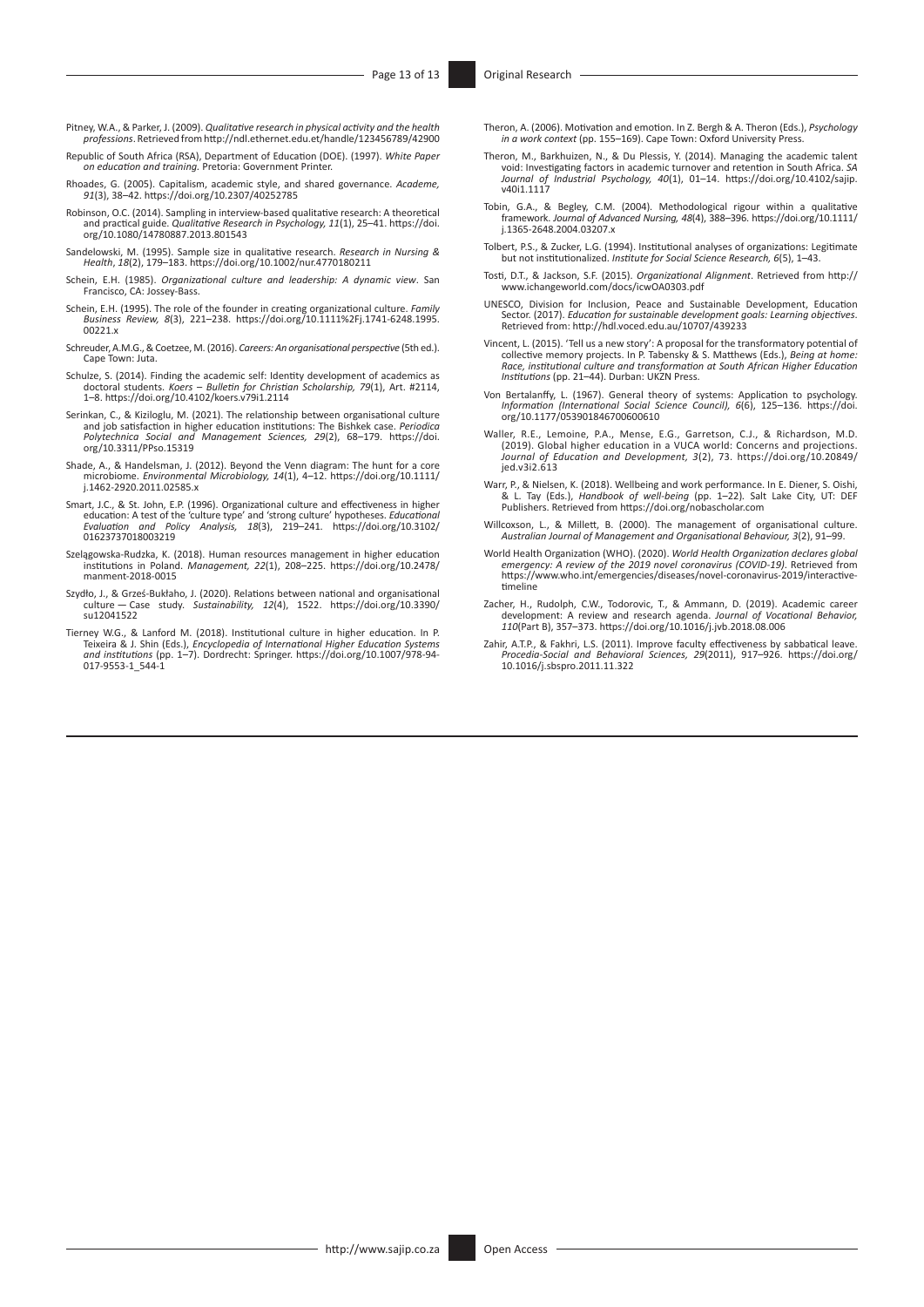Pitney, W.A., & Parker, J. (2009). *Qualitative research in physical activity and the health professions*. Retrieved from http://ndl.ethernet.edu.et/handle/123456789/42900

Republic of South Africa (RSA), Department of Education (DOE). (1997). *White Paper on education and training*. Pretoria: Government Printer.

Rhoades, G. (2005). Capitalism, academic style, and shared governance. *Academe, 91*(3), 38–42. https://doi.org/10.2307/40252785

Robinson, O.C. (2014). Sampling in interview-based qualitative research: A theoretical and practical guide. *Qualitative Research in Psychology, 11*(1), 25–41. https://doi.org/10.1080/14780887.2013.801543

Sandelowski, M. (1995). Sample size in qualitative research. *Research in Nursing & Health*, *18*(2), 179–183. https://doi.org/10.1002/nur.4770180211

Schein, E.H. (1985). *Organizational culture and leadership: A dynamic view*. San Francisco, CA: Jossey-Bass.

Schein, E.H. (1995). The role of the founder in creating organizational culture. *Family Business Review, 8*(3), 221–238. https://doi.org/10.1111%2Fj.1741-6248.1995.00221.x

Schreuder, A.M.G., & Coetzee, M. (2016). *Careers: An organisational perspective* (5th ed.). Cape Town: Juta.

Schulze, S. (2014). Finding the academic self: Identity development of academics as doctoral students. *Koers – Bulletin for Christian Scholarship, 79*(1), Art. #2114, 1–8. https://doi.org/10.4102/koers.v79i1.2114

Serinkan, C., & Kiziloglu, M. (2021). The relationship between organisational culture and job satisfaction in higher education institutions: The Bishkek case. *Periodica Polytechnica Social and Management Sciences, 29*(2), 68–179. https://doi.org/10.3311/PPso.15319

Shade, A., & Handelsman, J. (2012). Beyond the Venn diagram: The hunt for a core microbiome. *Environmental Microbiology, 14*(1), 4–12. https://doi.org/10.1111/j.1462-2920.2011.02585.x

Smart, J.C., & St. John, E.P. (1996). Organizational culture and effectiveness in higher education: A test of the 'culture type' and 'strong culture' hypotheses. *Educational Evaluation and Policy Analysis, 18*(3), 219–241. https://doi.org/10.3102/01623737018003219

Szelągowska-Rudzka, K. (2018). Human resources management in higher education institutions in Poland. *Management, 22*(1), 208–225. https://doi.org/10.2478/manment-2018-0015

Szydło, J., & Grześ-Bukłaho, J. (2020). Relations between national and organisational culture — Case study. *Sustainability, 12*(4), 1522. https://doi.org/10.3390/su12041522

Tierney W.G., & Lanford M. (2018). Institutional culture in higher education. In P. Teixeira & J. Shin (Eds.), *Encyclopedia of International Higher Education Systems and institutions* (pp. 1–7). Dordrecht: Springer. https://doi.org/10.1007/978-94-017-9553-1_544-1

Theron, A. (2006). Motivation and emotion. In Z. Bergh & A. Theron (Eds.), *Psychology in a work context* (pp. 155–169). Cape Town: Oxford University Press.

Theron, M., Barkhuizen, N., & Du Plessis, Y. (2014). Managing the academic talent void: Investigating factors in academic turnover and retention in South Africa. *SA Journal of Industrial Psychology, 40*(1), 01–14. https://doi.org/10.4102/sajip.v40i1.1117

Tobin, G.A., & Begley, C.M. (2004). Methodological rigour within a qualitative framework. *Journal of Advanced Nursing, 48*(4), 388–396. https://doi.org/10.1111/j.1365-2648.2004.03207.x

Tolbert, P.S., & Zucker, L.G. (1994). Institutional analyses of organizations: Legitimate but not institutionalized. *Institute for Social Science Research, 6*(5), 1–43.

Tosti, D.T., & Jackson, S.F. (2015). *Organizational Alignment*. Retrieved from http://www.ichangeworld.com/docs/icwOA0303.pdf

UNESCO, Division for Inclusion, Peace and Sustainable Development, Education Sector. (2017). *Education for sustainable development goals: Learning objectives*. Retrieved from: http://hdl.voced.edu.au/10707/439233

Vincent, L. (2015). 'Tell us a new story': A proposal for the transformatory potential of collective memory projects. In P. Tabensky & S. Matthews (Eds.), *Being at home: Race, institutional culture and transformation at South African Higher Education Institutions* (pp. 21–44). Durban: UKZN Press.

Von Bertalanffy, L. (1967). General theory of systems: Application to psychology. *Information (International Social Science Council), 6*(6), 125–136. https://doi.org/10.1177/053901846700600610

Waller, R.E., Lemoine, P.A., Mense, E.G., Garretson, C.J., & Richardson, M.D. (2019). Global higher education in a VUCA world: Concerns and projections. *Journal of Education and Development, 3*(2), 73. https://doi.org/10.20849/jed.v3i2.613

Warr, P., & Nielsen, K. (2018). Wellbeing and work performance. In E. Diener, S. Oishi, & L. Tay (Eds.), *Handbook of well-being* (pp. 1–22). Salt Lake City, UT: DEF Publishers. Retrieved from https://doi.org/nobascholar.com

Willcoxson, L., & Millett, B. (2000). The management of organisational culture. *Australian Journal of Management and Organisational Behaviour, 3*(2), 91–99.

World Health Organization (WHO). (2020). *World Health Organization declares global emergency: A review of the 2019 novel coronavirus (COVID-19)*. Retrieved from https://www.who.int/emergencies/diseases/novel-coronavirus-2019/interactive-timeline

Zacher, H., Rudolph, C.W., Todorovic, T., & Ammann, D. (2019). Academic career development: A review and research agenda. *Journal of Vocational Behavior, 110*(Part B), 357–373. https://doi.org/10.1016/j.jvb.2018.08.006

Zahir, A.T.P., & Fakhri, L.S. (2011). Improve faculty effectiveness by sabbatical leave. *Procedia-Social and Behavioral Sciences, 29*(2011), 917–926. https://doi.org/10.1016/j.sbspro.2011.11.322